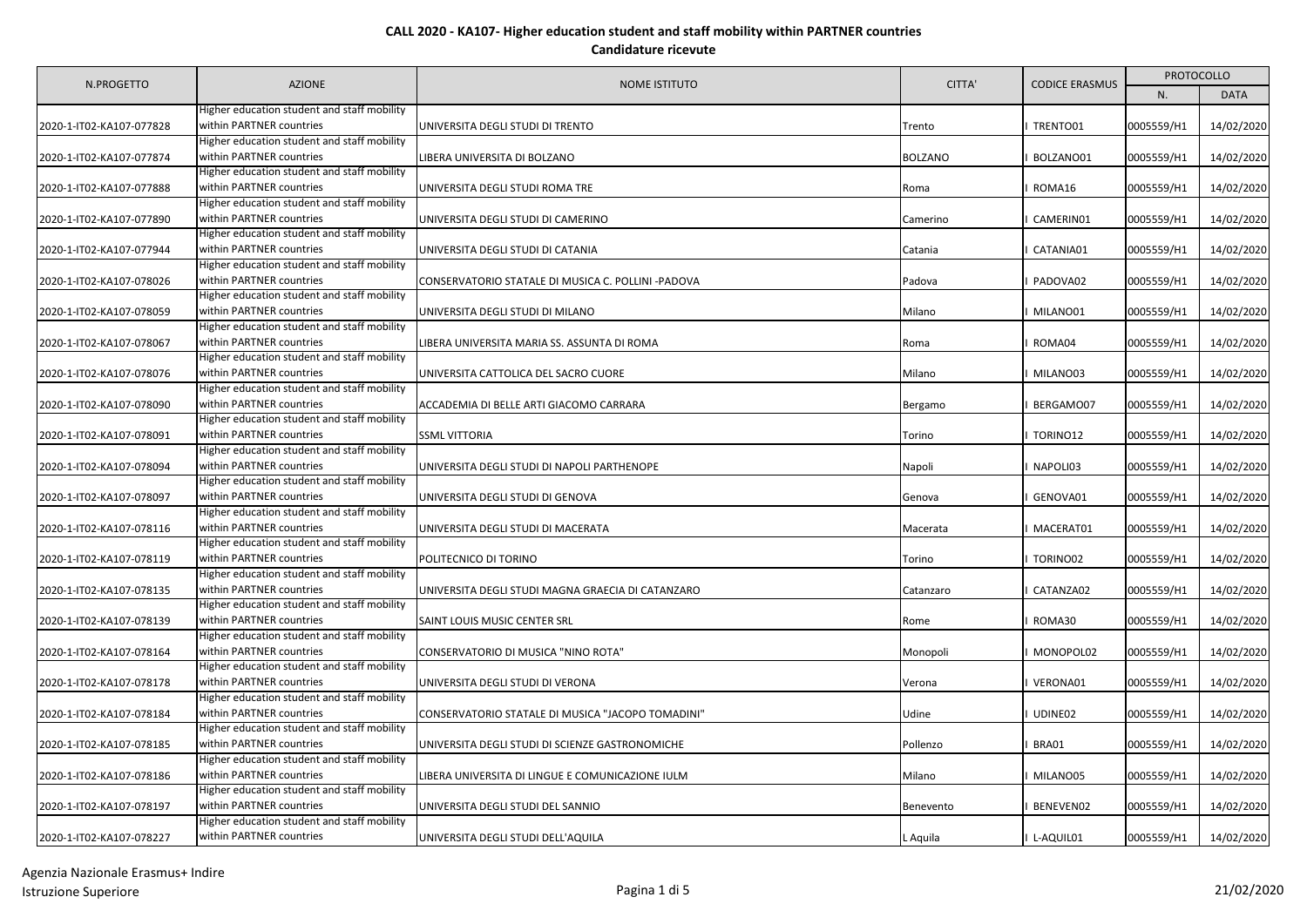**CALL 2020 - KA107- Higher education student and staff mobility within PARTNER countries**

**Candidature ricevute**

| N.PROGETTO | AZIONE | NOME ISTITUTO | CITTA' | CODICE ERASMUS | PROTOCOLLO | |
|---|---|---|---|---|---|---|
| | | | | | N. | DATA |
| 2020-1-IT02-KA107-077828 | Higher education student and staff mobility within PARTNER countries | UNIVERSITA DEGLI STUDI DI TRENTO | Trento | I TRENTO01 | 0005559/H1 | 14/02/2020 |
| 2020-1-IT02-KA107-077874 | Higher education student and staff mobility within PARTNER countries | LIBERA UNIVERSITA DI BOLZANO | BOLZANO | I BOLZANO01 | 0005559/H1 | 14/02/2020 |
| 2020-1-IT02-KA107-077888 | Higher education student and staff mobility within PARTNER countries | UNIVERSITA DEGLI STUDI ROMA TRE | Roma | I ROMA16 | 0005559/H1 | 14/02/2020 |
| 2020-1-IT02-KA107-077890 | Higher education student and staff mobility within PARTNER countries | UNIVERSITA DEGLI STUDI DI CAMERINO | Camerino | I CAMERIN01 | 0005559/H1 | 14/02/2020 |
| 2020-1-IT02-KA107-077944 | Higher education student and staff mobility within PARTNER countries | UNIVERSITA DEGLI STUDI DI CATANIA | Catania | I CATANIA01 | 0005559/H1 | 14/02/2020 |
| 2020-1-IT02-KA107-078026 | Higher education student and staff mobility within PARTNER countries | CONSERVATORIO STATALE DI MUSICA C. POLLINI -PADOVA | Padova | I PADOVA02 | 0005559/H1 | 14/02/2020 |
| 2020-1-IT02-KA107-078059 | Higher education student and staff mobility within PARTNER countries | UNIVERSITA DEGLI STUDI DI MILANO | Milano | I MILANO01 | 0005559/H1 | 14/02/2020 |
| 2020-1-IT02-KA107-078067 | Higher education student and staff mobility within PARTNER countries | LIBERA UNIVERSITA MARIA SS. ASSUNTA DI ROMA | Roma | I ROMA04 | 0005559/H1 | 14/02/2020 |
| 2020-1-IT02-KA107-078076 | Higher education student and staff mobility within PARTNER countries | UNIVERSITA CATTOLICA DEL SACRO CUORE | Milano | I MILANO03 | 0005559/H1 | 14/02/2020 |
| 2020-1-IT02-KA107-078090 | Higher education student and staff mobility within PARTNER countries | ACCADEMIA DI BELLE ARTI GIACOMO CARRARA | Bergamo | I BERGAMO07 | 0005559/H1 | 14/02/2020 |
| 2020-1-IT02-KA107-078091 | Higher education student and staff mobility within PARTNER countries | SSML VITTORIA | Torino | I TORINO12 | 0005559/H1 | 14/02/2020 |
| 2020-1-IT02-KA107-078094 | Higher education student and staff mobility within PARTNER countries | UNIVERSITA DEGLI STUDI DI NAPOLI PARTHENOPE | Napoli | I NAPOLI03 | 0005559/H1 | 14/02/2020 |
| 2020-1-IT02-KA107-078097 | Higher education student and staff mobility within PARTNER countries | UNIVERSITA DEGLI STUDI DI GENOVA | Genova | I GENOVA01 | 0005559/H1 | 14/02/2020 |
| 2020-1-IT02-KA107-078116 | Higher education student and staff mobility within PARTNER countries | UNIVERSITA DEGLI STUDI DI MACERATA | Macerata | I MACERAT01 | 0005559/H1 | 14/02/2020 |
| 2020-1-IT02-KA107-078119 | Higher education student and staff mobility within PARTNER countries | POLITECNICO DI TORINO | Torino | I TORINO02 | 0005559/H1 | 14/02/2020 |
| 2020-1-IT02-KA107-078135 | Higher education student and staff mobility within PARTNER countries | UNIVERSITA DEGLI STUDI MAGNA GRAECIA DI CATANZARO | Catanzaro | I CATANZA02 | 0005559/H1 | 14/02/2020 |
| 2020-1-IT02-KA107-078139 | Higher education student and staff mobility within PARTNER countries | SAINT LOUIS MUSIC CENTER SRL | Rome | I ROMA30 | 0005559/H1 | 14/02/2020 |
| 2020-1-IT02-KA107-078164 | Higher education student and staff mobility within PARTNER countries | CONSERVATORIO DI MUSICA "NINO ROTA" | Monopoli | I MONOPOL02 | 0005559/H1 | 14/02/2020 |
| 2020-1-IT02-KA107-078178 | Higher education student and staff mobility within PARTNER countries | UNIVERSITA DEGLI STUDI DI VERONA | Verona | I VERONA01 | 0005559/H1 | 14/02/2020 |
| 2020-1-IT02-KA107-078184 | Higher education student and staff mobility within PARTNER countries | CONSERVATORIO STATALE DI MUSICA "JACOPO TOMADINI" | Udine | I UDINE02 | 0005559/H1 | 14/02/2020 |
| 2020-1-IT02-KA107-078185 | Higher education student and staff mobility within PARTNER countries | UNIVERSITA DEGLI STUDI DI SCIENZE GASTRONOMICHE | Pollenzo | I BRA01 | 0005559/H1 | 14/02/2020 |
| 2020-1-IT02-KA107-078186 | Higher education student and staff mobility within PARTNER countries | LIBERA UNIVERSITA DI LINGUE E COMUNICAZIONE IULM | Milano | I MILANO05 | 0005559/H1 | 14/02/2020 |
| 2020-1-IT02-KA107-078197 | Higher education student and staff mobility within PARTNER countries | UNIVERSITA DEGLI STUDI DEL SANNIO | Benevento | I BENEVEN02 | 0005559/H1 | 14/02/2020 |
| 2020-1-IT02-KA107-078227 | Higher education student and staff mobility within PARTNER countries | UNIVERSITA DEGLI STUDI DELL'AQUILA | L Aquila | I L-AQUIL01 | 0005559/H1 | 14/02/2020 |

Agenzia Nazionale Erasmus+ Indire
Istruzione Superiore

21/02/2020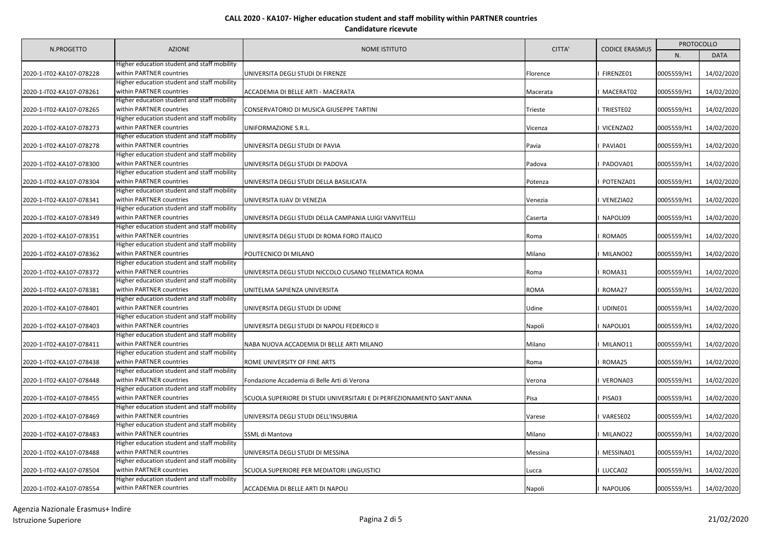**CALL 2020 - KA107- Higher education student and staff mobility within PARTNER countries**

**Candidature ricevute**

| N.PROGETTO | AZIONE | NOME ISTITUTO | CITTA' | CODICE ERASMUS | PROTOCOLLO | |
|---|---|---|---|---|---|---|
| | | | | | N. | DATA |
| 2020-1-IT02-KA107-078228 | Higher education student and staff mobility within PARTNER countries | UNIVERSITA DEGLI STUDI DI FIRENZE | Florence | I FIRENZE01 | 0005559/H1 | 14/02/2020 |
| 2020-1-IT02-KA107-078261 | Higher education student and staff mobility within PARTNER countries | ACCADEMIA DI BELLE ARTI - MACERATA | Macerata | I MACERAT02 | 0005559/H1 | 14/02/2020 |
| 2020-1-IT02-KA107-078265 | Higher education student and staff mobility within PARTNER countries | CONSERVATORIO DI MUSICA GIUSEPPE TARTINI | Trieste | I TRIESTE02 | 0005559/H1 | 14/02/2020 |
| 2020-1-IT02-KA107-078273 | Higher education student and staff mobility within PARTNER countries | UNIFORMAZIONE S.R.L. | Vicenza | I VICENZA02 | 0005559/H1 | 14/02/2020 |
| 2020-1-IT02-KA107-078278 | Higher education student and staff mobility within PARTNER countries | UNIVERSITA DEGLI STUDI DI PAVIA | Pavia | I PAVIA01 | 0005559/H1 | 14/02/2020 |
| 2020-1-IT02-KA107-078300 | Higher education student and staff mobility within PARTNER countries | UNIVERSITA DEGLI STUDI DI PADOVA | Padova | I PADOVA01 | 0005559/H1 | 14/02/2020 |
| 2020-1-IT02-KA107-078304 | Higher education student and staff mobility within PARTNER countries | UNIVERSITA DEGLI STUDI DELLA BASILICATA | Potenza | I POTENZA01 | 0005559/H1 | 14/02/2020 |
| 2020-1-IT02-KA107-078341 | Higher education student and staff mobility within PARTNER countries | UNIVERSITA IUAV DI VENEZIA | Venezia | I VENEZIA02 | 0005559/H1 | 14/02/2020 |
| 2020-1-IT02-KA107-078349 | Higher education student and staff mobility within PARTNER countries | UNIVERSITA DEGLI STUDI DELLA CAMPANIA LUIGI VANVITELLI | Caserta | I NAPOLI09 | 0005559/H1 | 14/02/2020 |
| 2020-1-IT02-KA107-078351 | Higher education student and staff mobility within PARTNER countries | UNIVERSITA DEGLI STUDI DI ROMA FORO ITALICO | Roma | I ROMA05 | 0005559/H1 | 14/02/2020 |
| 2020-1-IT02-KA107-078362 | Higher education student and staff mobility within PARTNER countries | POLITECNICO DI MILANO | Milano | I MILANO02 | 0005559/H1 | 14/02/2020 |
| 2020-1-IT02-KA107-078372 | Higher education student and staff mobility within PARTNER countries | UNIVERSITA DEGLI STUDI NICCOLO CUSANO TELEMATICA ROMA | Roma | I ROMA31 | 0005559/H1 | 14/02/2020 |
| 2020-1-IT02-KA107-078381 | Higher education student and staff mobility within PARTNER countries | UNITELMA SAPIENZA UNIVERSITA | ROMA | I ROMA27 | 0005559/H1 | 14/02/2020 |
| 2020-1-IT02-KA107-078401 | Higher education student and staff mobility within PARTNER countries | UNIVERSITA DEGLI STUDI DI UDINE | Udine | I UDINE01 | 0005559/H1 | 14/02/2020 |
| 2020-1-IT02-KA107-078403 | Higher education student and staff mobility within PARTNER countries | UNIVERSITA DEGLI STUDI DI NAPOLI FEDERICO II | Napoli | I NAPOLI01 | 0005559/H1 | 14/02/2020 |
| 2020-1-IT02-KA107-078411 | Higher education student and staff mobility within PARTNER countries | NABA NUOVA ACCADEMIA DI BELLE ARTI MILANO | Milano | I MILANO11 | 0005559/H1 | 14/02/2020 |
| 2020-1-IT02-KA107-078438 | Higher education student and staff mobility within PARTNER countries | ROME UNIVERSITY OF FINE ARTS | Roma | I ROMA25 | 0005559/H1 | 14/02/2020 |
| 2020-1-IT02-KA107-078448 | Higher education student and staff mobility within PARTNER countries | Fondazione Accademia di Belle Arti di Verona | Verona | I VERONA03 | 0005559/H1 | 14/02/2020 |
| 2020-1-IT02-KA107-078455 | Higher education student and staff mobility within PARTNER countries | SCUOLA SUPERIORE DI STUDI UNIVERSITARI E DI PERFEZIONAMENTO SANT'ANNA | Pisa | I PISA03 | 0005559/H1 | 14/02/2020 |
| 2020-1-IT02-KA107-078469 | Higher education student and staff mobility within PARTNER countries | UNIVERSITA DEGLI STUDI DELL'INSUBRIA | Varese | I VARESE02 | 0005559/H1 | 14/02/2020 |
| 2020-1-IT02-KA107-078483 | Higher education student and staff mobility within PARTNER countries | SSML di Mantova | Milano | I MILANO22 | 0005559/H1 | 14/02/2020 |
| 2020-1-IT02-KA107-078488 | Higher education student and staff mobility within PARTNER countries | UNIVERSITA DEGLI STUDI DI MESSINA | Messina | I MESSINA01 | 0005559/H1 | 14/02/2020 |
| 2020-1-IT02-KA107-078504 | Higher education student and staff mobility within PARTNER countries | SCUOLA SUPERIORE PER MEDIATORI LINGUISTICI | Lucca | I LUCCA02 | 0005559/H1 | 14/02/2020 |
| 2020-1-IT02-KA107-078554 | Higher education student and staff mobility within PARTNER countries | ACCADEMIA DI BELLE ARTI DI NAPOLI | Napoli | I NAPOLI06 | 0005559/H1 | 14/02/2020 |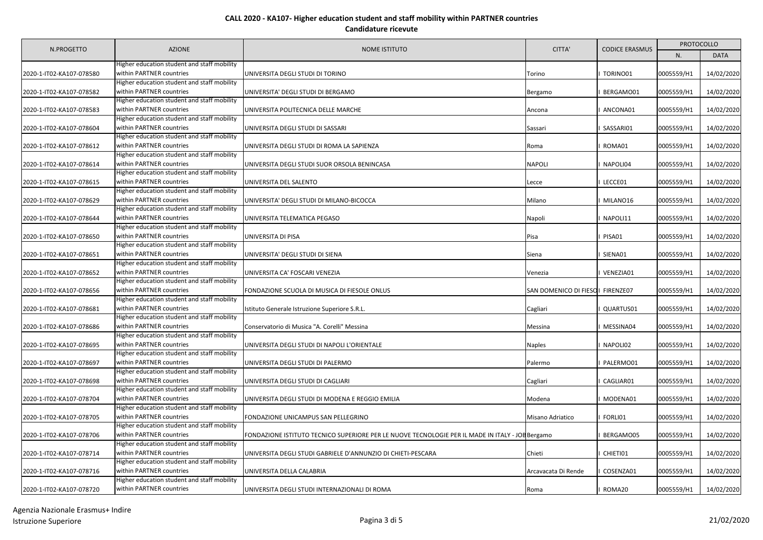**CALL 2020 - KA107- Higher education student and staff mobility within PARTNER countries**

**Candidature ricevute**

| N.PROGETTO | AZIONE | NOME ISTITUTO | CITTA' | CODICE ERASMUS | PROTOCOLLO | |
|---|---|---|---|---|---|---|
| | | | | | N. | DATA |
| 2020-1-IT02-KA107-078580 | Higher education student and staff mobility within PARTNER countries | UNIVERSITA DEGLI STUDI DI TORINO | Torino | I TORINO01 | 0005559/H1 | 14/02/2020 |
| 2020-1-IT02-KA107-078582 | Higher education student and staff mobility within PARTNER countries | UNIVERSITA' DEGLI STUDI DI BERGAMO | Bergamo | I BERGAMO01 | 0005559/H1 | 14/02/2020 |
| 2020-1-IT02-KA107-078583 | Higher education student and staff mobility within PARTNER countries | UNIVERSITA POLITECNICA DELLE MARCHE | Ancona | I ANCONA01 | 0005559/H1 | 14/02/2020 |
| 2020-1-IT02-KA107-078604 | Higher education student and staff mobility within PARTNER countries | UNIVERSITA DEGLI STUDI DI SASSARI | Sassari | I SASSARI01 | 0005559/H1 | 14/02/2020 |
| 2020-1-IT02-KA107-078612 | Higher education student and staff mobility within PARTNER countries | UNIVERSITA DEGLI STUDI DI ROMA LA SAPIENZA | Roma | I ROMA01 | 0005559/H1 | 14/02/2020 |
| 2020-1-IT02-KA107-078614 | Higher education student and staff mobility within PARTNER countries | UNIVERSITA DEGLI STUDI SUOR ORSOLA BENINCASA | NAPOLI | I NAPOLI04 | 0005559/H1 | 14/02/2020 |
| 2020-1-IT02-KA107-078615 | Higher education student and staff mobility within PARTNER countries | UNIVERSITA DEL SALENTO | Lecce | I LECCE01 | 0005559/H1 | 14/02/2020 |
| 2020-1-IT02-KA107-078629 | Higher education student and staff mobility within PARTNER countries | UNIVERSITA' DEGLI STUDI DI MILANO-BICOCCA | Milano | I MILANO16 | 0005559/H1 | 14/02/2020 |
| 2020-1-IT02-KA107-078644 | Higher education student and staff mobility within PARTNER countries | UNIVERSITA TELEMATICA PEGASO | Napoli | I NAPOLI11 | 0005559/H1 | 14/02/2020 |
| 2020-1-IT02-KA107-078650 | Higher education student and staff mobility within PARTNER countries | UNIVERSITA DI PISA | Pisa | I PISA01 | 0005559/H1 | 14/02/2020 |
| 2020-1-IT02-KA107-078651 | Higher education student and staff mobility within PARTNER countries | UNIVERSITA' DEGLI STUDI DI SIENA | Siena | I SIENA01 | 0005559/H1 | 14/02/2020 |
| 2020-1-IT02-KA107-078652 | Higher education student and staff mobility within PARTNER countries | UNIVERSITA CA' FOSCARI VENEZIA | Venezia | I VENEZIA01 | 0005559/H1 | 14/02/2020 |
| 2020-1-IT02-KA107-078656 | Higher education student and staff mobility within PARTNER countries | FONDAZIONE SCUOLA DI MUSICA DI FIESOLE ONLUS | SAN DOMENICO DI FIESO | I FIRENZE07 | 0005559/H1 | 14/02/2020 |
| 2020-1-IT02-KA107-078681 | Higher education student and staff mobility within PARTNER countries | Istituto Generale Istruzione Superiore S.R.L. | Cagliari | I QUARTUS01 | 0005559/H1 | 14/02/2020 |
| 2020-1-IT02-KA107-078686 | Higher education student and staff mobility within PARTNER countries | Conservatorio di Musica "A. Corelli" Messina | Messina | I MESSINA04 | 0005559/H1 | 14/02/2020 |
| 2020-1-IT02-KA107-078695 | Higher education student and staff mobility within PARTNER countries | UNIVERSITA DEGLI STUDI DI NAPOLI L'ORIENTALE | Naples | I NAPOLI02 | 0005559/H1 | 14/02/2020 |
| 2020-1-IT02-KA107-078697 | Higher education student and staff mobility within PARTNER countries | UNIVERSITA DEGLI STUDI DI PALERMO | Palermo | I PALERMO01 | 0005559/H1 | 14/02/2020 |
| 2020-1-IT02-KA107-078698 | Higher education student and staff mobility within PARTNER countries | UNIVERSITA DEGLI STUDI DI CAGLIARI | Cagliari | I CAGLIAR01 | 0005559/H1 | 14/02/2020 |
| 2020-1-IT02-KA107-078704 | Higher education student and staff mobility within PARTNER countries | UNIVERSITA DEGLI STUDI DI MODENA E REGGIO EMILIA | Modena | I MODENA01 | 0005559/H1 | 14/02/2020 |
| 2020-1-IT02-KA107-078705 | Higher education student and staff mobility within PARTNER countries | FONDAZIONE UNICAMPUS SAN PELLEGRINO | Misano Adriatico | I FORLI01 | 0005559/H1 | 14/02/2020 |
| 2020-1-IT02-KA107-078706 | Higher education student and staff mobility within PARTNER countries | FONDAZIONE ISTITUTO TECNICO SUPERIORE PER LE NUOVE TECNOLOGIE PER IL MADE IN ITALY - JOB | Bergamo | I BERGAMO05 | 0005559/H1 | 14/02/2020 |
| 2020-1-IT02-KA107-078714 | Higher education student and staff mobility within PARTNER countries | UNIVERSITA DEGLI STUDI GABRIELE D'ANNUNZIO DI CHIETI-PESCARA | Chieti | I CHIETI01 | 0005559/H1 | 14/02/2020 |
| 2020-1-IT02-KA107-078716 | Higher education student and staff mobility within PARTNER countries | UNIVERSITA DELLA CALABRIA | Arcavacata Di Rende | I COSENZA01 | 0005559/H1 | 14/02/2020 |
| 2020-1-IT02-KA107-078720 | Higher education student and staff mobility within PARTNER countries | UNIVERSITA DEGLI STUDI INTERNAZIONALI DI ROMA | Roma | I ROMA20 | 0005559/H1 | 14/02/2020 |

Agenzia Nazionale Erasmus+ Indire
Istruzione Superiore

21/02/2020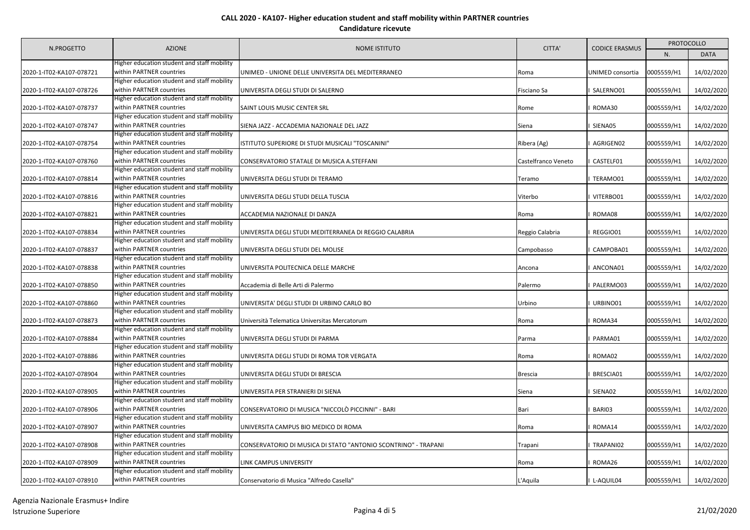**CALL 2020 - KA107- Higher education student and staff mobility within PARTNER countries**

**Candidature ricevute**

| N.PROGETTO | AZIONE | NOME ISTITUTO | CITTA' | CODICE ERASMUS | PROTOCOLLO | |
|---|---|---|---|---|---|---|
| | | | | | N. | DATA |
| 2020-1-IT02-KA107-078721 | Higher education student and staff mobility within PARTNER countries | UNIMED - UNIONE DELLE UNIVERSITA DEL MEDITERRANEO | Roma | UNIMED consortia | 0005559/H1 | 14/02/2020 |
| 2020-1-IT02-KA107-078726 | Higher education student and staff mobility within PARTNER countries | UNIVERSITA DEGLI STUDI DI SALERNO | Fisciano Sa | I SALERNO01 | 0005559/H1 | 14/02/2020 |
| 2020-1-IT02-KA107-078737 | Higher education student and staff mobility within PARTNER countries | SAINT LOUIS MUSIC CENTER SRL | Rome | I ROMA30 | 0005559/H1 | 14/02/2020 |
| 2020-1-IT02-KA107-078747 | Higher education student and staff mobility within PARTNER countries | SIENA JAZZ - ACCADEMIA NAZIONALE DEL JAZZ | Siena | I SIENA05 | 0005559/H1 | 14/02/2020 |
| 2020-1-IT02-KA107-078754 | Higher education student and staff mobility within PARTNER countries | ISTITUTO SUPERIORE DI STUDI MUSICALI "TOSCANINI" | Ribera (Ag) | I AGRIGEN02 | 0005559/H1 | 14/02/2020 |
| 2020-1-IT02-KA107-078760 | Higher education student and staff mobility within PARTNER countries | CONSERVATORIO STATALE DI MUSICA A.STEFFANI | Castelfranco Veneto | I CASTELF01 | 0005559/H1 | 14/02/2020 |
| 2020-1-IT02-KA107-078814 | Higher education student and staff mobility within PARTNER countries | UNIVERSITA DEGLI STUDI DI TERAMO | Teramo | I TERAMO01 | 0005559/H1 | 14/02/2020 |
| 2020-1-IT02-KA107-078816 | Higher education student and staff mobility within PARTNER countries | UNIVERSITA DEGLI STUDI DELLA TUSCIA | Viterbo | I VITERBO01 | 0005559/H1 | 14/02/2020 |
| 2020-1-IT02-KA107-078821 | Higher education student and staff mobility within PARTNER countries | ACCADEMIA NAZIONALE DI DANZA | Roma | I ROMA08 | 0005559/H1 | 14/02/2020 |
| 2020-1-IT02-KA107-078834 | Higher education student and staff mobility within PARTNER countries | UNIVERSITA DEGLI STUDI MEDITERRANEA DI REGGIO CALABRIA | Reggio Calabria | I REGGIO01 | 0005559/H1 | 14/02/2020 |
| 2020-1-IT02-KA107-078837 | Higher education student and staff mobility within PARTNER countries | UNIVERSITA DEGLI STUDI DEL MOLISE | Campobasso | I CAMPOBA01 | 0005559/H1 | 14/02/2020 |
| 2020-1-IT02-KA107-078838 | Higher education student and staff mobility within PARTNER countries | UNIVERSITA POLITECNICA DELLE MARCHE | Ancona | I ANCONA01 | 0005559/H1 | 14/02/2020 |
| 2020-1-IT02-KA107-078850 | Higher education student and staff mobility within PARTNER countries | Accademia di Belle Arti di Palermo | Palermo | I PALERMO03 | 0005559/H1 | 14/02/2020 |
| 2020-1-IT02-KA107-078860 | Higher education student and staff mobility within PARTNER countries | UNIVERSITA' DEGLI STUDI DI URBINO CARLO BO | Urbino | I URBINO01 | 0005559/H1 | 14/02/2020 |
| 2020-1-IT02-KA107-078873 | Higher education student and staff mobility within PARTNER countries | Università Telematica Universitas Mercatorum | Roma | I ROMA34 | 0005559/H1 | 14/02/2020 |
| 2020-1-IT02-KA107-078884 | Higher education student and staff mobility within PARTNER countries | UNIVERSITA DEGLI STUDI DI PARMA | Parma | I PARMA01 | 0005559/H1 | 14/02/2020 |
| 2020-1-IT02-KA107-078886 | Higher education student and staff mobility within PARTNER countries | UNIVERSITA DEGLI STUDI DI ROMA TOR VERGATA | Roma | I ROMA02 | 0005559/H1 | 14/02/2020 |
| 2020-1-IT02-KA107-078904 | Higher education student and staff mobility within PARTNER countries | UNIVERSITA DEGLI STUDI DI BRESCIA | Brescia | I BRESCIA01 | 0005559/H1 | 14/02/2020 |
| 2020-1-IT02-KA107-078905 | Higher education student and staff mobility within PARTNER countries | UNIVERSITA PER STRANIERI DI SIENA | Siena | I SIENA02 | 0005559/H1 | 14/02/2020 |
| 2020-1-IT02-KA107-078906 | Higher education student and staff mobility within PARTNER countries | CONSERVATORIO DI MUSICA "NICCOLÒ PICCINNI" - BARI | Bari | I BARI03 | 0005559/H1 | 14/02/2020 |
| 2020-1-IT02-KA107-078907 | Higher education student and staff mobility within PARTNER countries | UNIVERSITA CAMPUS BIO MEDICO DI ROMA | Roma | I ROMA14 | 0005559/H1 | 14/02/2020 |
| 2020-1-IT02-KA107-078908 | Higher education student and staff mobility within PARTNER countries | CONSERVATORIO DI MUSICA DI STATO "ANTONIO SCONTRINO" - TRAPANI | Trapani | I TRAPANI02 | 0005559/H1 | 14/02/2020 |
| 2020-1-IT02-KA107-078909 | Higher education student and staff mobility within PARTNER countries | LINK CAMPUS UNIVERSITY | Roma | I ROMA26 | 0005559/H1 | 14/02/2020 |
| 2020-1-IT02-KA107-078910 | Higher education student and staff mobility within PARTNER countries | Conservatorio di Musica "Alfredo Casella" | L'Aquila | I L-AQUIL04 | 0005559/H1 | 14/02/2020 |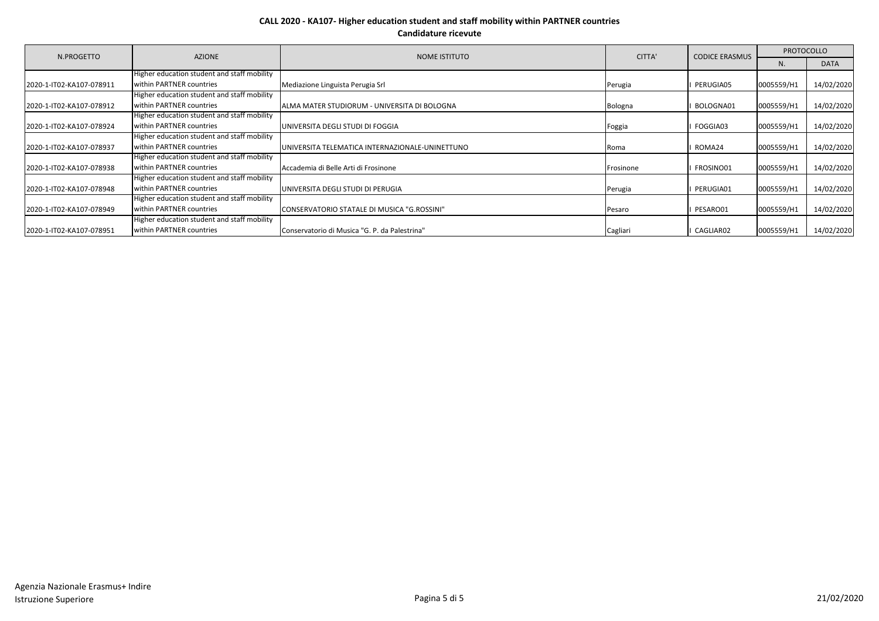**CALL 2020 - KA107- Higher education student and staff mobility within PARTNER countries**
**Candidature ricevute**

| N.PROGETTO | AZIONE | NOME ISTITUTO | CITTA' | CODICE ERASMUS | PROTOCOLLO | |
|---|---|---|---|---|---|---|
| | | | | | N. | DATA |
| 2020-1-IT02-KA107-078911 | Higher education student and staff mobility within PARTNER countries | Mediazione Linguista Perugia Srl | Perugia | I PERUGIA05 | 0005559/H1 | 14/02/2020 |
| 2020-1-IT02-KA107-078912 | Higher education student and staff mobility within PARTNER countries | ALMA MATER STUDIORUM - UNIVERSITA DI BOLOGNA | Bologna | I BOLOGNA01 | 0005559/H1 | 14/02/2020 |
| 2020-1-IT02-KA107-078924 | Higher education student and staff mobility within PARTNER countries | UNIVERSITA DEGLI STUDI DI FOGGIA | Foggia | I FOGGIA03 | 0005559/H1 | 14/02/2020 |
| 2020-1-IT02-KA107-078937 | Higher education student and staff mobility within PARTNER countries | UNIVERSITA TELEMATICA INTERNAZIONALE-UNINETTUNO | Roma | I ROMA24 | 0005559/H1 | 14/02/2020 |
| 2020-1-IT02-KA107-078938 | Higher education student and staff mobility within PARTNER countries | Accademia di Belle Arti di Frosinone | Frosinone | I FROSINO01 | 0005559/H1 | 14/02/2020 |
| 2020-1-IT02-KA107-078948 | Higher education student and staff mobility within PARTNER countries | UNIVERSITA DEGLI STUDI DI PERUGIA | Perugia | I PERUGIA01 | 0005559/H1 | 14/02/2020 |
| 2020-1-IT02-KA107-078949 | Higher education student and staff mobility within PARTNER countries | CONSERVATORIO STATALE DI MUSICA "G.ROSSINI" | Pesaro | I PESARO01 | 0005559/H1 | 14/02/2020 |
| 2020-1-IT02-KA107-078951 | Higher education student and staff mobility within PARTNER countries | Conservatorio di Musica "G. P. da Palestrina" | Cagliari | I CAGLIAR02 | 0005559/H1 | 14/02/2020 |

Agenzia Nazionale Erasmus+ Indire
Istruzione Superiore

21/02/2020